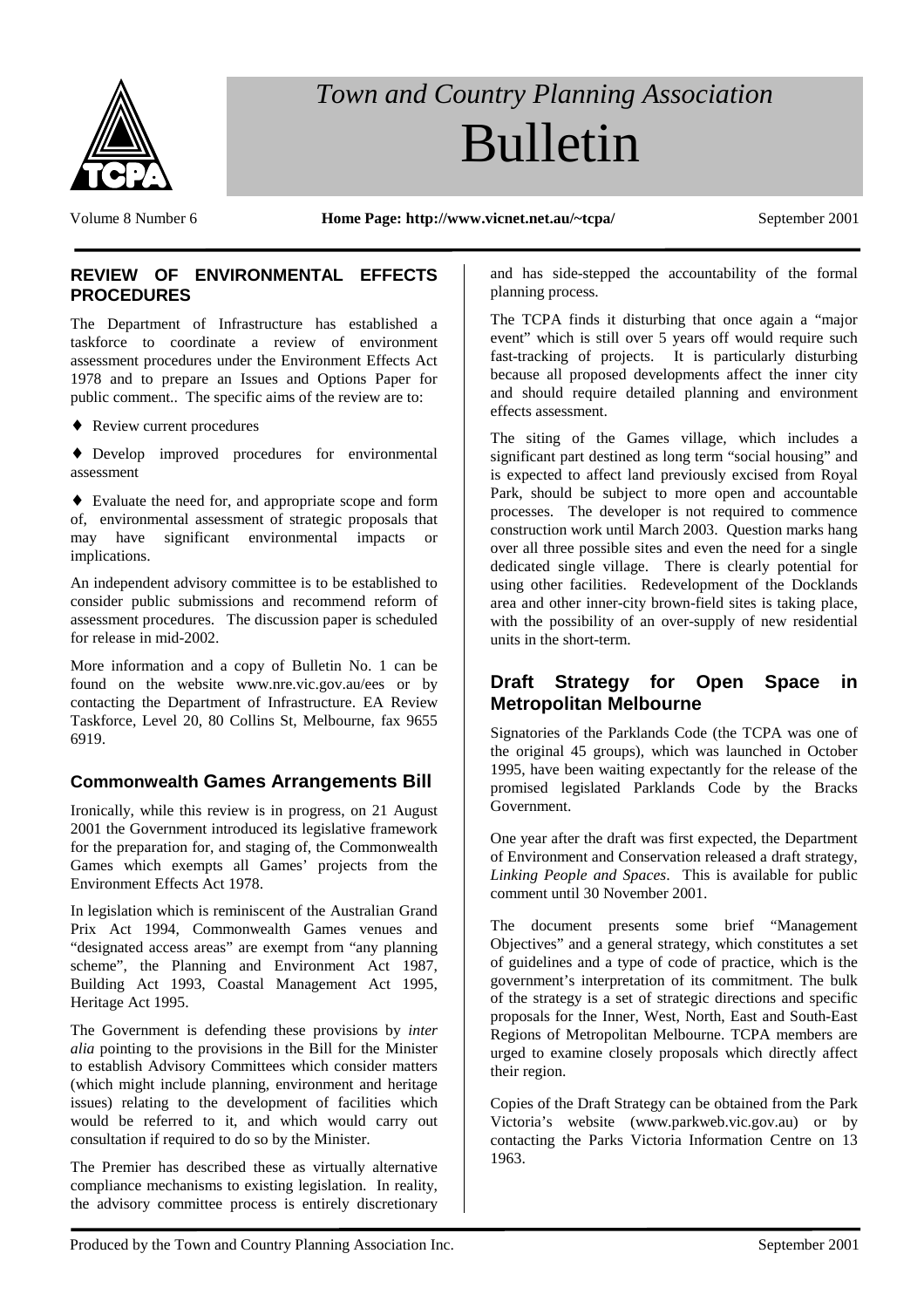# *Town and Country Planning Association* Bulletin

Volume 8 Number 6 **Home Page: http://www.vicnet.net.au/~tcpa/** September 2001

## REVIEW OF ENVIRONMENTAL EFFECTS PROCEDURES

The Department of Infrastructure has established a taskforce to coordinate a review of environment assessment procedures under the Environment Effects Act 1978 and to prepare an Issues and Options Paper for public comment.. The specific aims of the review are to:

- Review current procedures
- Develop improved procedures for environmental assessment
- Evaluate the need for, and appropriate scope and form of, environmental assessment of strategic proposals that may have significant environmental impacts or implications.

An independent advisory committee is to be established to consider public submissions and recommend reform of assessment procedures. The discussion paper is scheduled for release in mid-2002.

More information and a copy of Bulletin No. 1 can be found on the website www.nre.vic.gov.au/ees or by contacting the Department of Infrastructure. EA Review Taskforce, Level 20, 80 Collins St, Melbourne, fax 9655 6919.

## Commonwealth Games Arrangements Bill

Ironically, while this review is in progress, on 21 August 2001 the Government introduced its legislative framework for the preparation for, and staging of, the Commonwealth Games which exempts all Games' projects from the Environment Effects Act 1978.

In legislation which is reminiscent of the Australian Grand Prix Act 1994, Commonwealth Games venues and "designated access areas" are exempt from "any planning scheme", the Planning and Environment Act 1987, Building Act 1993, Coastal Management Act 1995, Heritage Act 1995.

The Government is defending these provisions by *inter alia* pointing to the provisions in the Bill for the Minister to establish Advisory Committees which consider matters (which might include planning, environment and heritage issues) relating to the development of facilities which would be referred to it, and which would carry out consultation if required to do so by the Minister.

The Premier has described these as virtually alternative compliance mechanisms to existing legislation. In reality, the advisory committee process is entirely discretionary and has side-stepped the accountability of the formal planning process.

The TCPA finds it disturbing that once again a "major event" which is still over 5 years off would require such fast-tracking of projects. It is particularly disturbing because all proposed developments affect the inner city and should require detailed planning and environment effects assessment.

The siting of the Games village, which includes a significant part destined as long term "social housing" and is expected to affect land previously excised from Royal Park, should be subject to more open and accountable processes. The developer is not required to commence construction work until March 2003. Question marks hang over all three possible sites and even the need for a single dedicated single village. There is clearly potential for using other facilities. Redevelopment of the Docklands area and other inner-city brown-field sites is taking place, with the possibility of an over-supply of new residential units in the short-term.

## Draft Strategy for Open Space in Metropolitan Melbourne

Signatories of the Parklands Code (the TCPA was one of the original 45 groups), which was launched in October 1995, have been waiting expectantly for the release of the promised legislated Parklands Code by the Bracks Government.

One year after the draft was first expected, the Department of Environment and Conservation released a draft strategy, *Linking People and Spaces*. This is available for public comment until 30 November 2001.

The document presents some brief "Management Objectives" and a general strategy, which constitutes a set of guidelines and a type of code of practice, which is the government's interpretation of its commitment. The bulk of the strategy is a set of strategic directions and specific proposals for the Inner, West, North, East and South-East Regions of Metropolitan Melbourne. TCPA members are urged to examine closely proposals which directly affect their region.

Copies of the Draft Strategy can be obtained from the Park Victoria's website (www.parkweb.vic.gov.au) or by contacting the Parks Victoria Information Centre on 13 1963.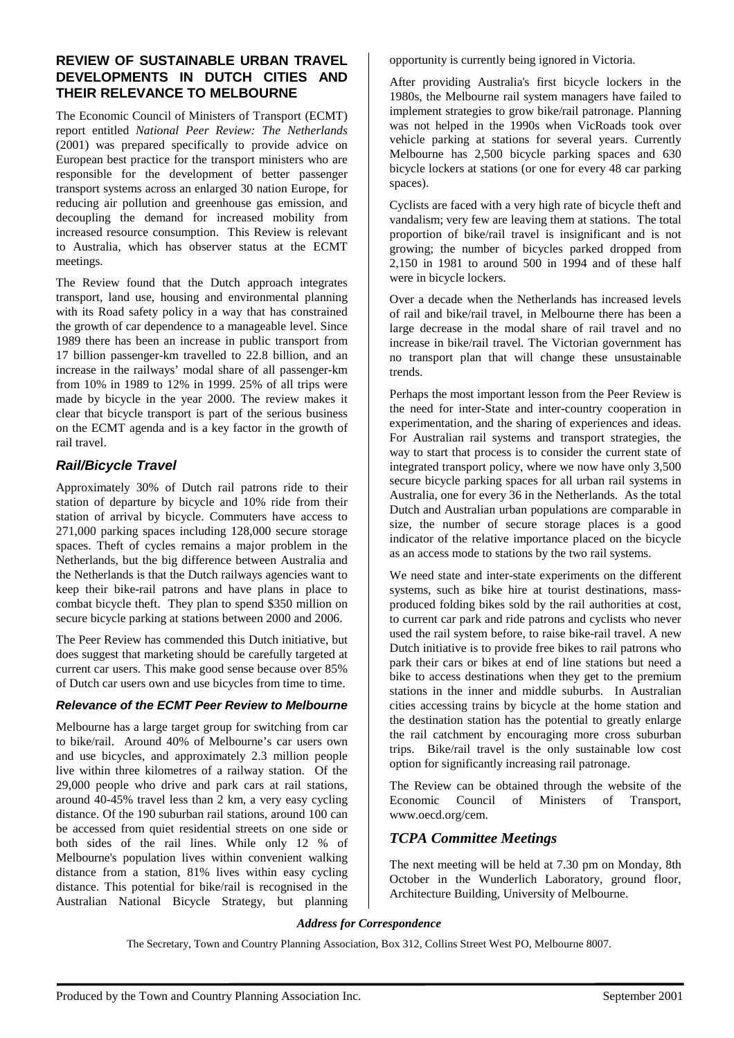## REVIEW OF SUSTAINABLE URBAN TRAVEL DEVELOPMENTS IN DUTCH CITIES AND THEIR RELEVANCE TO MELBOURNE

The Economic Council of Ministers of Transport (ECMT) report entitled *National Peer Review: The Netherlands* (2001) was prepared specifically to provide advice on European best practice for the transport ministers who are responsible for the development of better passenger transport systems across an enlarged 30 nation Europe, for reducing air pollution and greenhouse gas emission, and decoupling the demand for increased mobility from increased resource consumption. This Review is relevant to Australia, which has observer status at the ECMT meetings.

The Review found that the Dutch approach integrates transport, land use, housing and environmental planning with its Road safety policy in a way that has constrained the growth of car dependence to a manageable level. Since 1989 there has been an increase in public transport from 17 billion passenger-km travelled to 22.8 billion, and an increase in the railways' modal share of all passenger-km from 10% in 1989 to 12% in 1999. 25% of all trips were made by bicycle in the year 2000. The review makes it clear that bicycle transport is part of the serious business on the ECMT agenda and is a key factor in the growth of rail travel.

### *Rail/Bicycle Travel*

Approximately 30% of Dutch rail patrons ride to their station of departure by bicycle and 10% ride from their station of arrival by bicycle. Commuters have access to 271,000 parking spaces including 128,000 secure storage spaces. Theft of cycles remains a major problem in the Netherlands, but the big difference between Australia and the Netherlands is that the Dutch railways agencies want to keep their bike-rail patrons and have plans in place to combat bicycle theft. They plan to spend $350 million on secure bicycle parking at stations between 2000 and 2006.

The Peer Review has commended this Dutch initiative, but does suggest that marketing should be carefully targeted at current car users. This make good sense because over 85% of Dutch car users own and use bicycles from time to time.

#### *Relevance of the ECMT Peer Review to Melbourne*

Melbourne has a large target group for switching from car to bike/rail. Around 40% of Melbourne's car users own and use bicycles, and approximately 2.3 million people live within three kilometres of a railway station. Of the 29,000 people who drive and park cars at rail stations, around 40-45% travel less than 2 km, a very easy cycling distance. Of the 190 suburban rail stations, around 100 can be accessed from quiet residential streets on one side or both sides of the rail lines. While only 12 % of Melbourne's population lives within convenient walking distance from a station, 81% lives within easy cycling distance. This potential for bike/rail is recognised in the Australian National Bicycle Strategy, but planning opportunity is currently being ignored in Victoria.

After providing Australia's first bicycle lockers in the 1980s, the Melbourne rail system managers have failed to implement strategies to grow bike/rail patronage. Planning was not helped in the 1990s when VicRoads took over vehicle parking at stations for several years. Currently Melbourne has 2,500 bicycle parking spaces and 630 bicycle lockers at stations (or one for every 48 car parking spaces).

Cyclists are faced with a very high rate of bicycle theft and vandalism; very few are leaving them at stations. The total proportion of bike/rail travel is insignificant and is not growing; the number of bicycles parked dropped from 2,150 in 1981 to around 500 in 1994 and of these half were in bicycle lockers.

Over a decade when the Netherlands has increased levels of rail and bike/rail travel, in Melbourne there has been a large decrease in the modal share of rail travel and no increase in bike/rail travel. The Victorian government has no transport plan that will change these unsustainable trends.

Perhaps the most important lesson from the Peer Review is the need for inter-State and inter-country cooperation in experimentation, and the sharing of experiences and ideas. For Australian rail systems and transport strategies, the way to start that process is to consider the current state of integrated transport policy, where we now have only 3,500 secure bicycle parking spaces for all urban rail systems in Australia, one for every 36 in the Netherlands. As the total Dutch and Australian urban populations are comparable in size, the number of secure storage places is a good indicator of the relative importance placed on the bicycle as an access mode to stations by the two rail systems.

We need state and inter-state experiments on the different systems, such as bike hire at tourist destinations, mass-produced folding bikes sold by the rail authorities at cost, to current car park and ride patrons and cyclists who never used the rail system before, to raise bike-rail travel. A new Dutch initiative is to provide free bikes to rail patrons who park their cars or bikes at end of line stations but need a bike to access destinations when they get to the premium stations in the inner and middle suburbs. In Australian cities accessing trains by bicycle at the home station and the destination station has the potential to greatly enlarge the rail catchment by encouraging more cross suburban trips. Bike/rail travel is the only sustainable low cost option for significantly increasing rail patronage.

The Review can be obtained through the website of the Economic Council of Ministers of Transport, www.oecd.org/cem.

### *TCPA Committee Meetings*

The next meeting will be held at 7.30 pm on Monday, 8th October in the Wunderlich Laboratory, ground floor, Architecture Building, University of Melbourne.

***Address for Correspondence***

The Secretary, Town and Country Planning Association, Box 312, Collins Street West PO, Melbourne 8007.

Produced by the Town and Country Planning Association Inc. September 2001